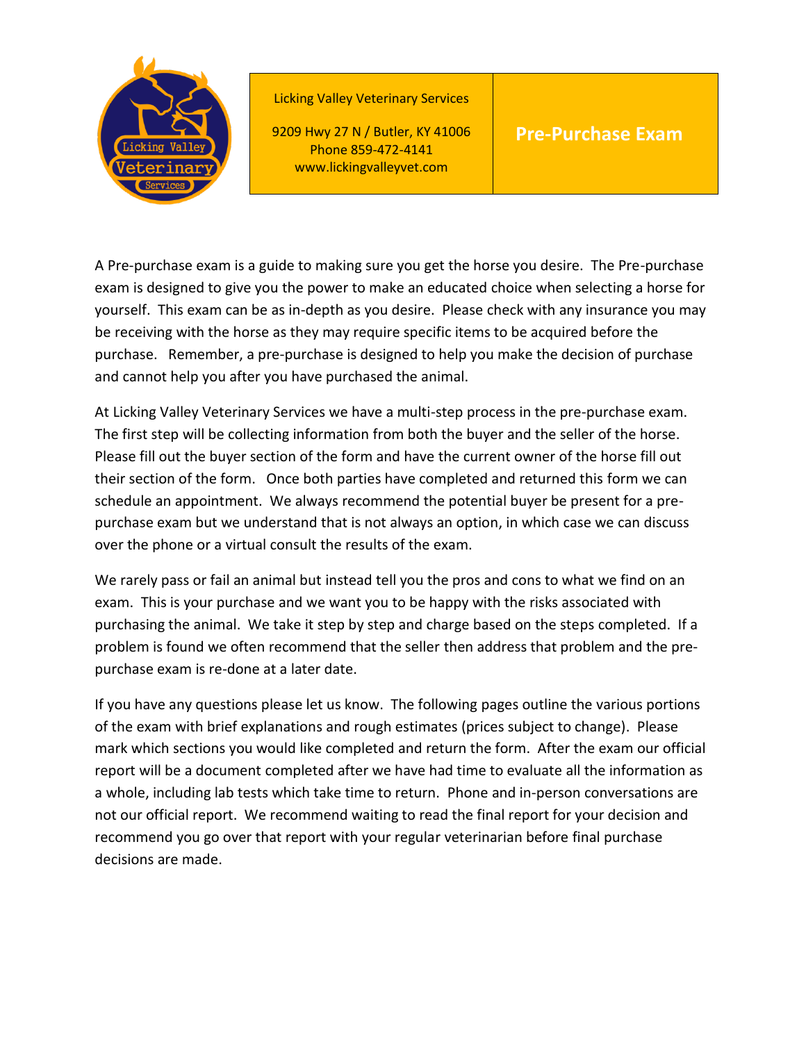Licking Valley Veterinary Services

9209 Hwy 27 N / Butler, KY 41006
Phone 859-472-4141
www.lickingvalleyvet.com

# Pre-Purchase Exam

A Pre-purchase exam is a guide to making sure you get the horse you desire. The Pre-purchase exam is designed to give you the power to make an educated choice when selecting a horse for yourself. This exam can be as in-depth as you desire. Please check with any insurance you may be receiving with the horse as they may require specific items to be acquired before the purchase. Remember, a pre-purchase is designed to help you make the decision of purchase and cannot help you after you have purchased the animal.

At Licking Valley Veterinary Services we have a multi-step process in the pre-purchase exam. The first step will be collecting information from both the buyer and the seller of the horse. Please fill out the buyer section of the form and have the current owner of the horse fill out their section of the form. Once both parties have completed and returned this form we can schedule an appointment. We always recommend the potential buyer be present for a pre-purchase exam but we understand that is not always an option, in which case we can discuss over the phone or a virtual consult the results of the exam.

We rarely pass or fail an animal but instead tell you the pros and cons to what we find on an exam. This is your purchase and we want you to be happy with the risks associated with purchasing the animal. We take it step by step and charge based on the steps completed. If a problem is found we often recommend that the seller then address that problem and the pre-purchase exam is re-done at a later date.

If you have any questions please let us know. The following pages outline the various portions of the exam with brief explanations and rough estimates (prices subject to change). Please mark which sections you would like completed and return the form. After the exam our official report will be a document completed after we have had time to evaluate all the information as a whole, including lab tests which take time to return. Phone and in-person conversations are not our official report. We recommend waiting to read the final report for your decision and recommend you go over that report with your regular veterinarian before final purchase decisions are made.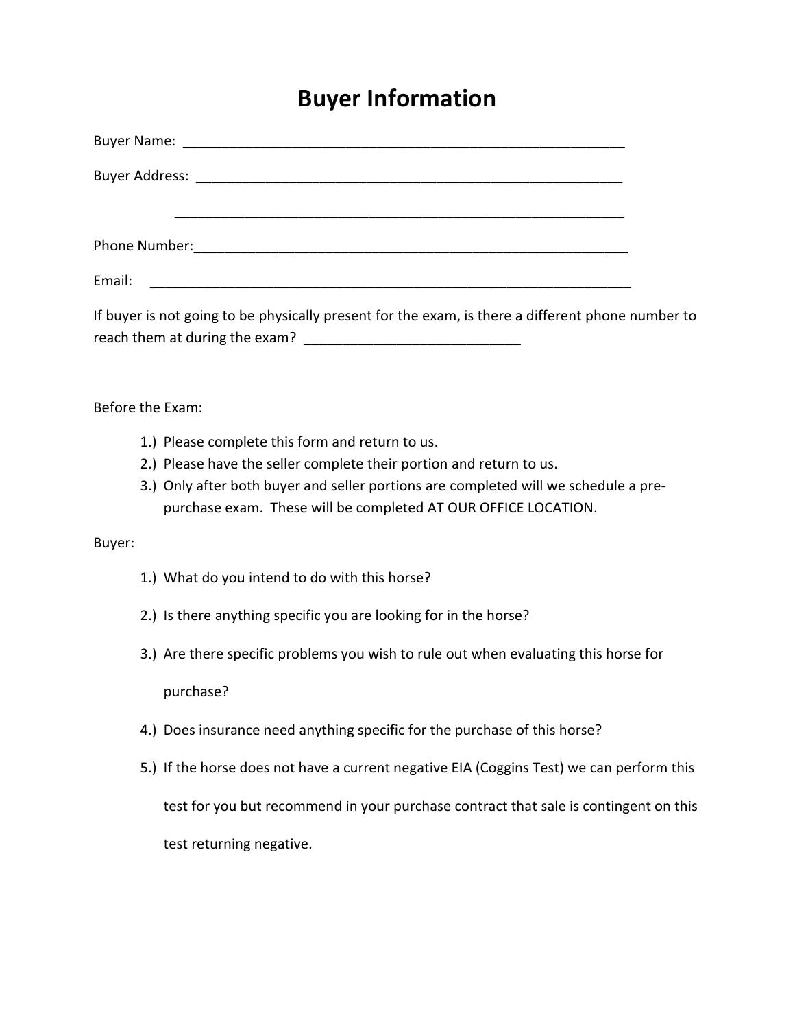# Buyer Information

Buyer Name: ___________________________________________________________

Buyer Address: ________________________________________________________

_____________________________________________________________

Phone Number:__________________________________________________________

Email: _______________________________________________________________

If buyer is not going to be physically present for the exam, is there a different phone number to reach them at during the exam? ____________________________

Before the Exam:

1.) Please complete this form and return to us.
2.) Please have the seller complete their portion and return to us.
3.) Only after both buyer and seller portions are completed will we schedule a pre-purchase exam. These will be completed AT OUR OFFICE LOCATION.

Buyer:

1.) What do you intend to do with this horse?
2.) Is there anything specific you are looking for in the horse?
3.) Are there specific problems you wish to rule out when evaluating this horse for purchase?
4.) Does insurance need anything specific for the purchase of this horse?
5.) If the horse does not have a current negative EIA (Coggins Test) we can perform this test for you but recommend in your purchase contract that sale is contingent on this test returning negative.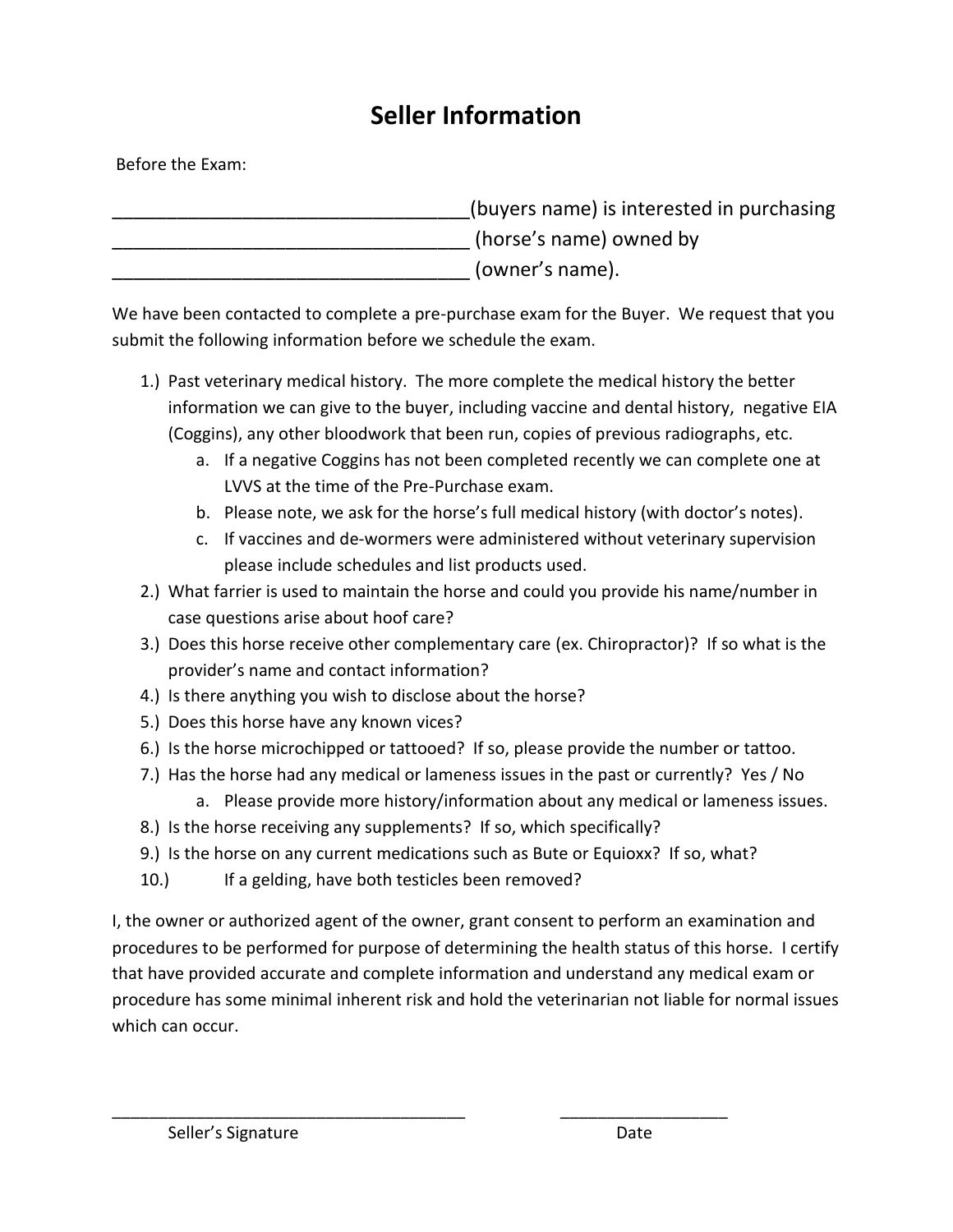# Seller Information

Before the Exam:

__________________________________(buyers name) is interested in purchasing
__________________________________ (horse's name) owned by
__________________________________ (owner's name).

We have been contacted to complete a pre-purchase exam for the Buyer. We request that you submit the following information before we schedule the exam.

1.) Past veterinary medical history. The more complete the medical history the better information we can give to the buyer, including vaccine and dental history, negative EIA (Coggins), any other bloodwork that been run, copies of previous radiographs, etc.
    a. If a negative Coggins has not been completed recently we can complete one at LVVS at the time of the Pre-Purchase exam.
    b. Please note, we ask for the horse's full medical history (with doctor's notes).
    c. If vaccines and de-wormers were administered without veterinary supervision please include schedules and list products used.
2.) What farrier is used to maintain the horse and could you provide his name/number in case questions arise about hoof care?
3.) Does this horse receive other complementary care (ex. Chiropractor)? If so what is the provider's name and contact information?
4.) Is there anything you wish to disclose about the horse?
5.) Does this horse have any known vices?
6.) Is the horse microchipped or tattooed? If so, please provide the number or tattoo.
7.) Has the horse had any medical or lameness issues in the past or currently? Yes / No
    a. Please provide more history/information about any medical or lameness issues.
8.) Is the horse receiving any supplements? If so, which specifically?
9.) Is the horse on any current medications such as Bute or Equioxx? If so, what?
10.) If a gelding, have both testicles been removed?

I, the owner or authorized agent of the owner, grant consent to perform an examination and procedures to be performed for purpose of determining the health status of this horse. I certify that have provided accurate and complete information and understand any medical exam or procedure has some minimal inherent risk and hold the veterinarian not liable for normal issues which can occur.

_______________________________________ Seller's Signature

__________________ Date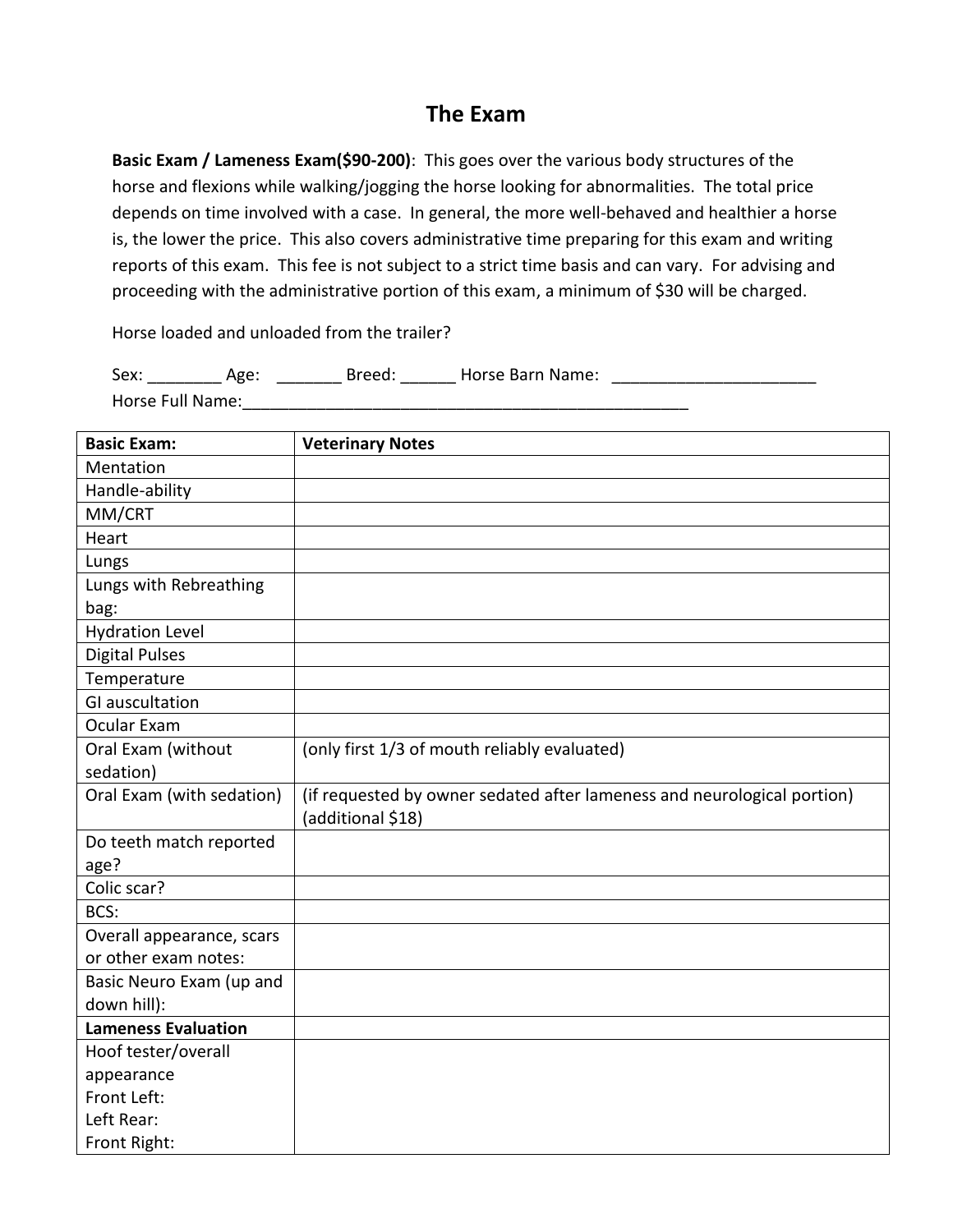# The Exam

**Basic Exam / Lameness Exam($90-200)**: This goes over the various body structures of the horse and flexions while walking/jogging the horse looking for abnormalities. The total price depends on time involved with a case. In general, the more well-behaved and healthier a horse is, the lower the price. This also covers administrative time preparing for this exam and writing reports of this exam. This fee is not subject to a strict time basis and can vary. For advising and proceeding with the administrative portion of this exam, a minimum of $30 will be charged.

Horse loaded and unloaded from the trailer?

Sex: ________ Age: _______ Breed: ______ Horse Barn Name: ______________________

Horse Full Name:_________________________________________________

| **Basic Exam:** | **Veterinary Notes** |
| --- | --- |
| Mentation | |
| Handle-ability | |
| MM/CRT | |
| Heart | |
| Lungs | |
| Lungs with Rebreathing bag: | |
| Hydration Level | |
| Digital Pulses | |
| Temperature | |
| GI auscultation | |
| Ocular Exam | |
| Oral Exam (without sedation) | (only first 1/3 of mouth reliably evaluated) |
| Oral Exam (with sedation) | (if requested by owner sedated after lameness and neurological portion) (additional $18) |
| Do teeth match reported age? | |
| Colic scar? | |
| BCS: | |
| Overall appearance, scars or other exam notes: | |
| Basic Neuro Exam (up and down hill): | |
| **Lameness Evaluation** | |
| Hoof tester/overall appearance<br>Front Left:<br>Left Rear:<br>Front Right: | |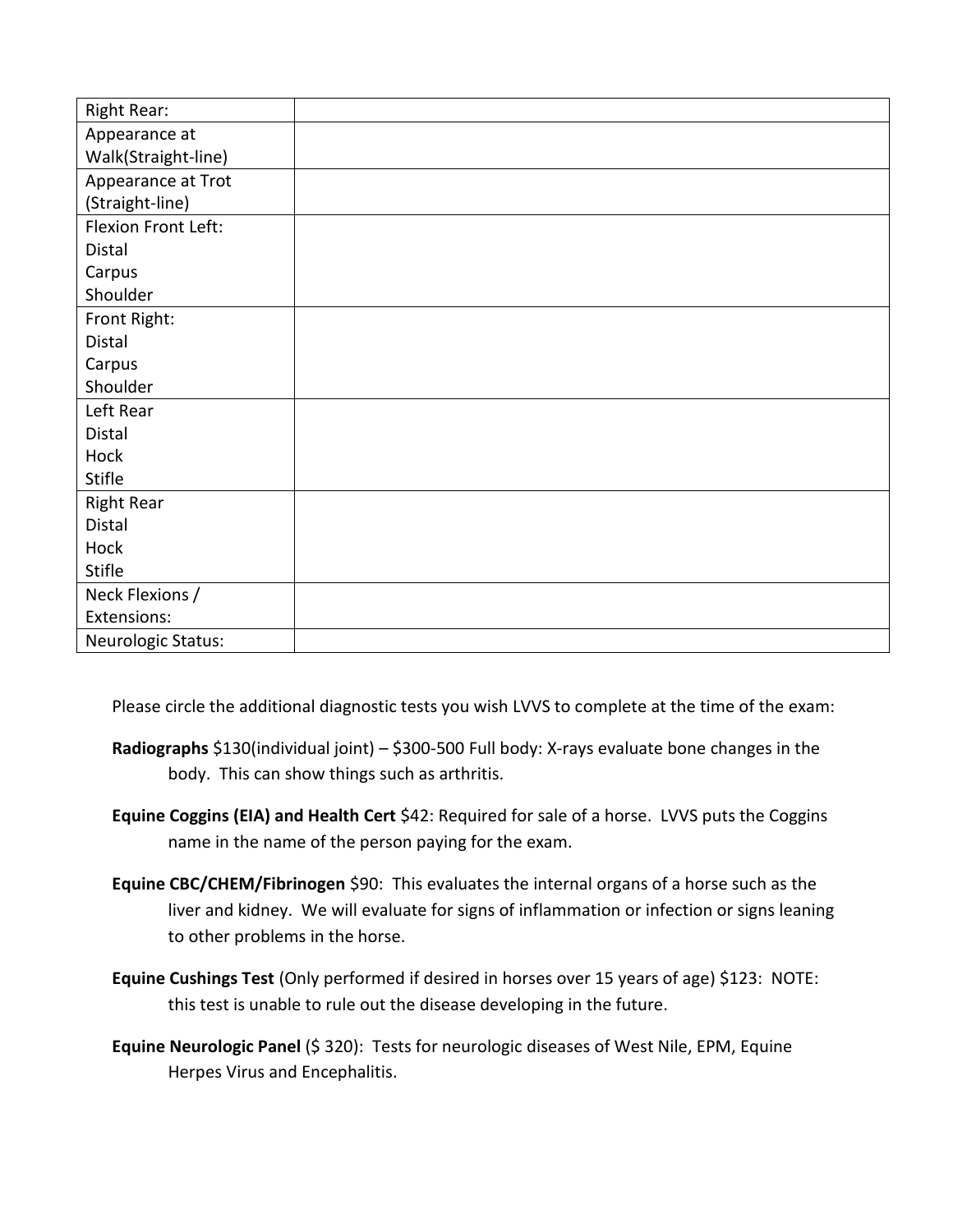| Right Rear: | |
| --- | --- |
| Appearance at Walk(Straight-line) | |
| Appearance at Trot (Straight-line) | |
| Flexion Front Left:<br>Distal<br>Carpus<br>Shoulder | |
| Front Right:<br>Distal<br>Carpus<br>Shoulder | |
| Left Rear<br>Distal<br>Hock<br>Stifle | |
| Right Rear<br>Distal<br>Hock<br>Stifle | |
| Neck Flexions / Extensions: | |
| Neurologic Status: | |

Please circle the additional diagnostic tests you wish LVVS to complete at the time of the exam:

**Radiographs** $130(individual joint) – $300-500 Full body: X-rays evaluate bone changes in the body. This can show things such as arthritis.

**Equine Coggins (EIA) and Health Cert** $42: Required for sale of a horse. LVVS puts the Coggins name in the name of the person paying for the exam.

**Equine CBC/CHEM/Fibrinogen** $90: This evaluates the internal organs of a horse such as the liver and kidney. We will evaluate for signs of inflammation or infection or signs leaning to other problems in the horse.

**Equine Cushings Test** (Only performed if desired in horses over 15 years of age) $123: NOTE: this test is unable to rule out the disease developing in the future.

**Equine Neurologic Panel** ($ 320): Tests for neurologic diseases of West Nile, EPM, Equine Herpes Virus and Encephalitis.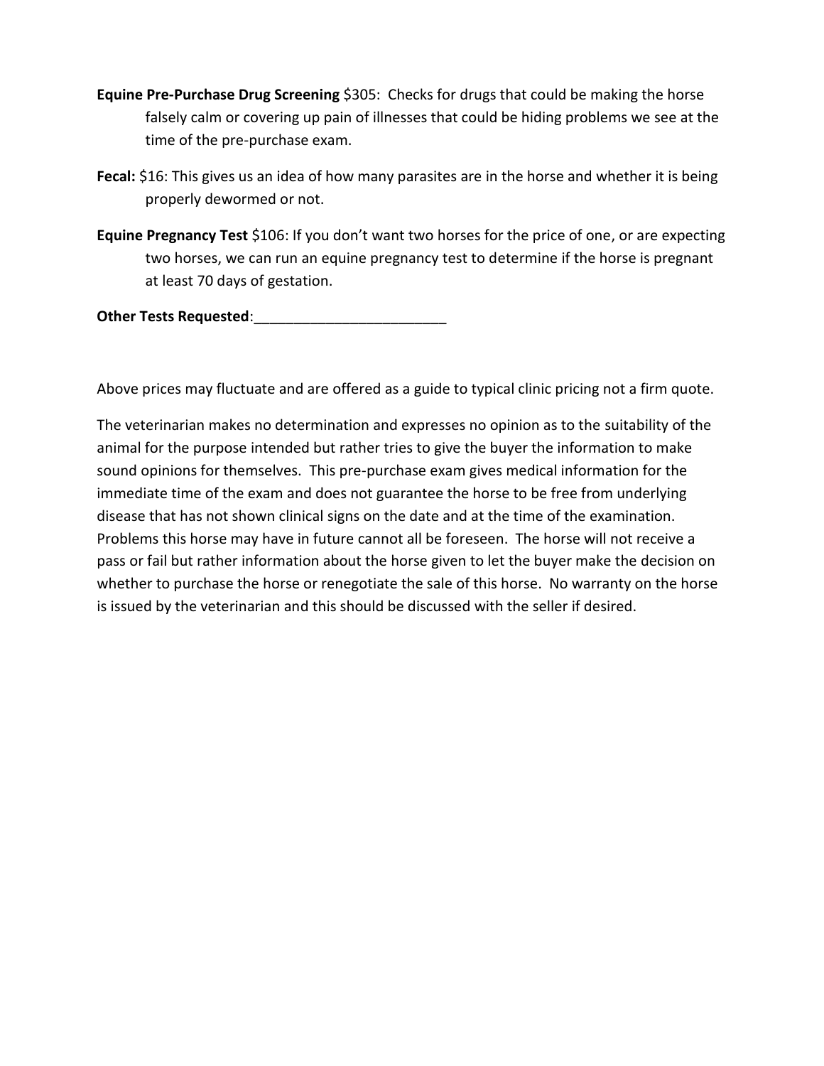**Equine Pre-Purchase Drug Screening** $305: Checks for drugs that could be making the horse falsely calm or covering up pain of illnesses that could be hiding problems we see at the time of the pre-purchase exam.

**Fecal:** $16: This gives us an idea of how many parasites are in the horse and whether it is being properly dewormed or not.

**Equine Pregnancy Test** $106: If you don't want two horses for the price of one, or are expecting two horses, we can run an equine pregnancy test to determine if the horse is pregnant at least 70 days of gestation.

**Other Tests Requested**:________________________

Above prices may fluctuate and are offered as a guide to typical clinic pricing not a firm quote.

The veterinarian makes no determination and expresses no opinion as to the suitability of the animal for the purpose intended but rather tries to give the buyer the information to make sound opinions for themselves. This pre-purchase exam gives medical information for the immediate time of the exam and does not guarantee the horse to be free from underlying disease that has not shown clinical signs on the date and at the time of the examination. Problems this horse may have in future cannot all be foreseen. The horse will not receive a pass or fail but rather information about the horse given to let the buyer make the decision on whether to purchase the horse or renegotiate the sale of this horse. No warranty on the horse is issued by the veterinarian and this should be discussed with the seller if desired.